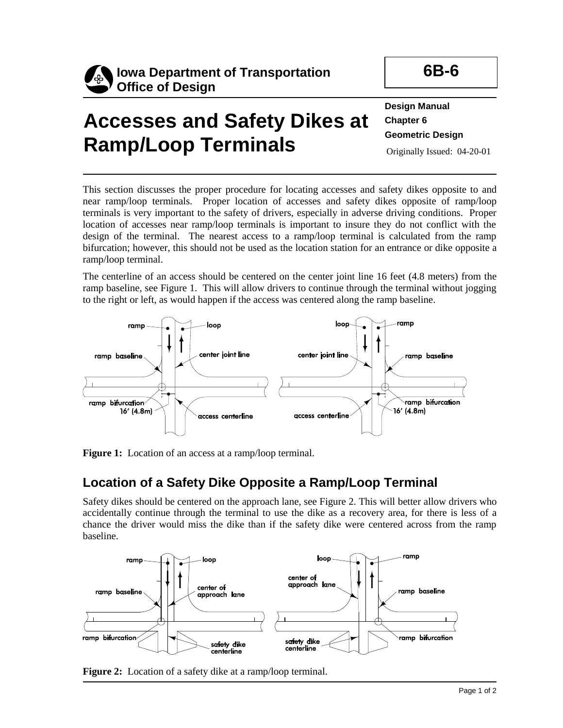Iowa Department of Transportation
Office of Design

**6B-6**

# Accesses and Safety Dikes at Ramp/Loop Terminals

**Design Manual**
**Chapter 6**
**Geometric Design**
Originally Issued: 04-20-01

This section discusses the proper procedure for locating accesses and safety dikes opposite to and near ramp/loop terminals. Proper location of accesses and safety dikes opposite of ramp/loop terminals is very important to the safety of drivers, especially in adverse driving conditions. Proper location of accesses near ramp/loop terminals is important to insure they do not conflict with the design of the terminal. The nearest access to a ramp/loop terminal is calculated from the ramp bifurcation; however, this should not be used as the location station for an entrance or dike opposite a ramp/loop terminal.

The centerline of an access should be centered on the center joint line 16 feet (4.8 meters) from the ramp baseline, see Figure 1. This will allow drivers to continue through the terminal without jogging to the right or left, as would happen if the access was centered along the ramp baseline.

**Figure 1:** Location of an access at a ramp/loop terminal.

## Location of a Safety Dike Opposite a Ramp/Loop Terminal

Safety dikes should be centered on the approach lane, see Figure 2. This will better allow drivers who accidentally continue through the terminal to use the dike as a recovery area, for there is less of a chance the driver would miss the dike than if the safety dike were centered across from the ramp baseline.

**Figure 2:** Location of a safety dike at a ramp/loop terminal.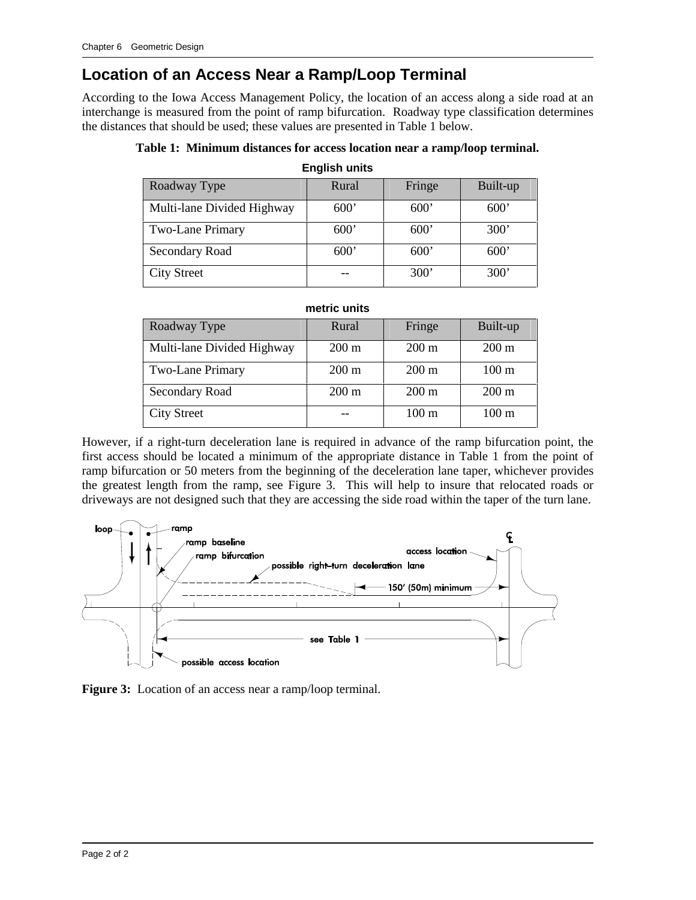# Location of an Access Near a Ramp/Loop Terminal

According to the Iowa Access Management Policy, the location of an access along a side road at an interchange is measured from the point of ramp bifurcation. Roadway type classification determines the distances that should be used; these values are presented in Table 1 below.

**Table 1: Minimum distances for access location near a ramp/loop terminal.**

**English units**

| Roadway Type | Rural | Fringe | Built-up |
|---|---|---|---|
| Multi-lane Divided Highway | 600’ | 600’ | 600’ |
| Two-Lane Primary | 600’ | 600’ | 300’ |
| Secondary Road | 600’ | 600’ | 600’ |
| City Street | -- | 300’ | 300’ |

**metric units**

| Roadway Type | Rural | Fringe | Built-up |
|---|---|---|---|
| Multi-lane Divided Highway | 200 m | 200 m | 200 m |
| Two-Lane Primary | 200 m | 200 m | 100 m |
| Secondary Road | 200 m | 200 m | 200 m |
| City Street | -- | 100 m | 100 m |

However, if a right-turn deceleration lane is required in advance of the ramp bifurcation point, the first access should be located a minimum of the appropriate distance in Table 1 from the point of ramp bifurcation or 50 meters from the beginning of the deceleration lane taper, whichever provides the greatest length from the ramp, see Figure 3. This will help to insure that relocated roads or driveways are not designed such that they are accessing the side road within the taper of the turn lane.

loop
ramp
ramp baseline
ramp bifurcation
℄
access location
possible right–turn deceleration lane
150′ (50m) minimum
see Table 1
possible access location

**Figure 3:** Location of an access near a ramp/loop terminal.